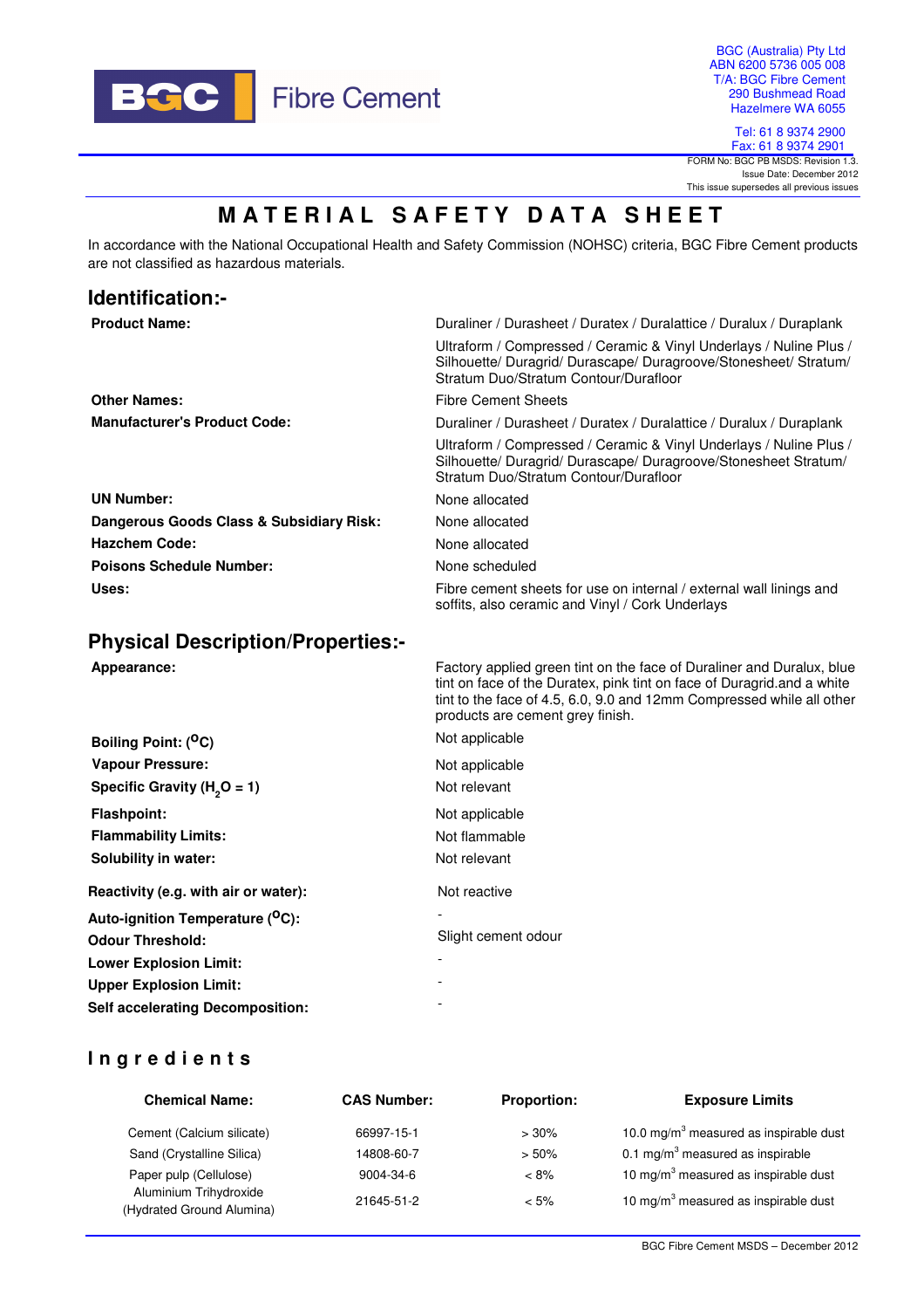BGC Fibre Cement

BGC (Australia) Pty Ltd
ABN 6200 5736 005 008
T/A: BGC Fibre Cement
290 Bushmead Road
Hazelmere WA 6055

Tel: 61 8 9374 2900
Fax: 61 8 9374 2901

FORM No: BGC PB MSDS: Revision 1.3.
Issue Date: December 2012
This issue supersedes all previous issues

# MATERIAL SAFETY DATA SHEET

In accordance with the National Occupational Health and Safety Commission (NOHSC) criteria, BGC Fibre Cement products are not classified as hazardous materials.

## Identification:-

| | |
|---|---|
| **Product Name:** | Duraliner / Durasheet / Duratex / Duralattice / Duralux / Duraplank<br>Ultraform / Compressed / Ceramic & Vinyl Underlays / Nuline Plus / Silhouette/ Duragrid/ Durascape/ Duragroove/Stonesheet/ Stratum/ Stratum Duo/Stratum Contour/Durafloor |
| **Other Names:** | Fibre Cement Sheets |
| **Manufacturer's Product Code:** | Duraliner / Durasheet / Duratex / Duralattice / Duralux / Duraplank<br>Ultraform / Compressed / Ceramic & Vinyl Underlays / Nuline Plus / Silhouette/ Duragrid/ Durascape/ Duragroove/Stonesheet Stratum/ Stratum Duo/Stratum Contour/Durafloor |
| **UN Number:** | None allocated |
| **Dangerous Goods Class & Subsidiary Risk:** | None allocated |
| **Hazchem Code:** | None allocated |
| **Poisons Schedule Number:** | None scheduled |
| **Uses:** | Fibre cement sheets for use on internal / external wall linings and soffits, also ceramic and Vinyl / Cork Underlays |

## Physical Description/Properties:-

| | |
|---|---|
| **Appearance:** | Factory applied green tint on the face of Duraliner and Duralux, blue tint on face of the Duratex, pink tint on face of Duragrid.and a white tint to the face of 4.5, 6.0, 9.0 and 12mm Compressed while all other products are cement grey finish. |
| **Boiling Point: ($^{O}$C)** | Not applicable |
| **Vapour Pressure:** | Not applicable |
| **Specific Gravity ($H_2O$ = 1)** | Not relevant |
| **Flashpoint:** | Not applicable |
| **Flammability Limits:** | Not flammable |
| **Solubility in water:** | Not relevant |
| **Reactivity (e.g. with air or water):** | Not reactive |
| **Auto-ignition Temperature ($^{O}$C):** | - |
| **Odour Threshold:** | Slight cement odour |
| **Lower Explosion Limit:** | - |
| **Upper Explosion Limit:** | - |
| **Self accelerating Decomposition:** | - |

## Ingredients

| Chemical Name: | CAS Number: | Proportion: | Exposure Limits |
|---|---|---|---|
| Cement (Calcium silicate) | 66997-15-1 | > 30% | 10.0 mg/m$^3$ measured as inspirable dust |
| Sand (Crystalline Silica) | 14808-60-7 | > 50% | 0.1 mg/m$^3$ measured as inspirable |
| Paper pulp (Cellulose) | 9004-34-6 | < 8% | 10 mg/m$^3$ measured as inspirable dust |
| Aluminium Trihydroxide (Hydrated Ground Alumina) | 21645-51-2 | < 5% | 10 mg/m$^3$ measured as inspirable dust |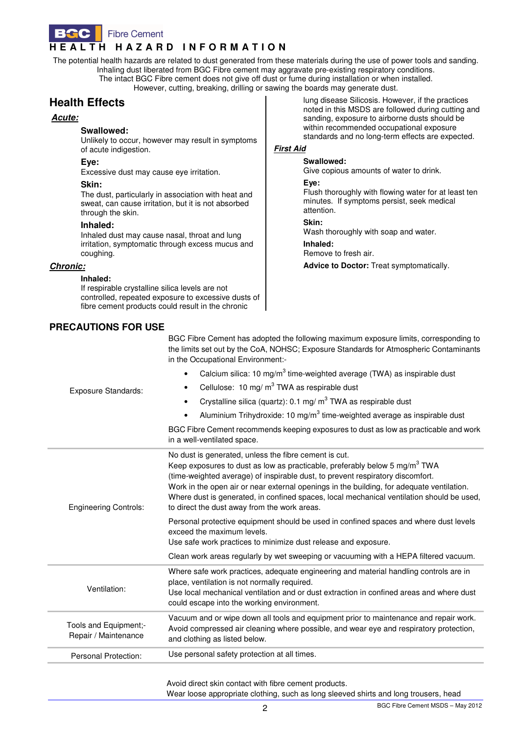# HEALTH HAZARD INFORMATION

The potential health hazards are related to dust generated from these materials during the use of power tools and sanding.
Inhaling dust liberated from BGC Fibre cement may aggravate pre-existing respiratory conditions.
The intact BGC Fibre cement does not give off dust or fume during installation or when installed.
However, cutting, breaking, drilling or sawing the boards may generate dust.

## Health Effects

***Acute:***

**Swallowed:**
Unlikely to occur, however may result in symptoms of acute indigestion.

**Eye:**
Excessive dust may cause eye irritation.

**Skin:**
The dust, particularly in association with heat and sweat, can cause irritation, but it is not absorbed through the skin.

**Inhaled:**
Inhaled dust may cause nasal, throat and lung irritation, symptomatic through excess mucus and coughing.

***Chronic:***

**Inhaled:**
If respirable crystalline silica levels are not controlled, repeated exposure to excessive dusts of fibre cement products could result in the chronic lung disease Silicosis. However, if the practices noted in this MSDS are followed during cutting and sanding, exposure to airborne dusts should be within recommended occupational exposure standards and no long-term effects are expected.

***First Aid***

**Swallowed:**
Give copious amounts of water to drink.

**Eye:**
Flush thoroughly with flowing water for at least ten minutes. If symptoms persist, seek medical attention.

**Skin:**
Wash thoroughly with soap and water.

**Inhaled:**
Remove to fresh air.

**Advice to Doctor:** Treat symptomatically.

## PRECAUTIONS FOR USE

| | |
|---|---|
| Exposure Standards: | BGC Fibre Cement has adopted the following maximum exposure limits, corresponding to the limits set out by the CoA, NOHSC; Exposure Standards for Atmospheric Contaminants in the Occupational Environment:- <br> • Calcium silica: 10 mg/m$^3$ time-weighted average (TWA) as inspirable dust <br> • Cellulose: 10 mg/ m$^3$ TWA as respirable dust <br> • Crystalline silica (quartz): 0.1 mg/ m$^3$ TWA as respirable dust <br> • Aluminium Trihydroxide: 10 mg/m$^3$ time-weighted average as inspirable dust <br> BGC Fibre Cement recommends keeping exposures to dust as low as practicable and work in a well-ventilated space. |
| Engineering Controls: | No dust is generated, unless the fibre cement is cut. <br> Keep exposures to dust as low as practicable, preferably below 5 mg/m$^3$ TWA (time-weighted average) of inspirable dust, to prevent respiratory discomfort. <br> Work in the open air or near external openings in the building, for adequate ventilation. <br> Where dust is generated, in confined spaces, local mechanical ventilation should be used, to direct the dust away from the work areas. <br> Personal protective equipment should be used in confined spaces and where dust levels exceed the maximum levels. <br> Use safe work practices to minimize dust release and exposure. <br> Clean work areas regularly by wet sweeping or vacuuming with a HEPA filtered vacuum. |
| Ventilation: | Where safe work practices, adequate engineering and material handling controls are in place, ventilation is not normally required. <br> Use local mechanical ventilation and or dust extraction in confined areas and where dust could escape into the working environment. |
| Tools and Equipment;- Repair / Maintenance | Vacuum and or wipe down all tools and equipment prior to maintenance and repair work. Avoid compressed air cleaning where possible, and wear eye and respiratory protection, and clothing as listed below. |
| Personal Protection: | Use personal safety protection at all times. |

Avoid direct skin contact with fibre cement products.
Wear loose appropriate clothing, such as long sleeved shirts and long trousers, head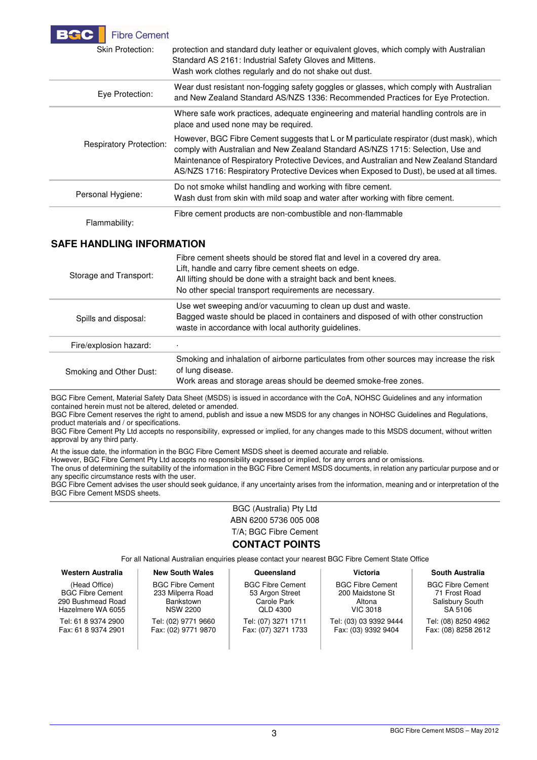| | |
|---|---|
| Skin Protection: | protection and standard duty leather or equivalent gloves, which comply with Australian Standard AS 2161: Industrial Safety Gloves and Mittens. Wash work clothes regularly and do not shake out dust. |
| Eye Protection: | Wear dust resistant non-fogging safety goggles or glasses, which comply with Australian and New Zealand Standard AS/NZS 1336: Recommended Practices for Eye Protection. |
| Respiratory Protection: | Where safe work practices, adequate engineering and material handling controls are in place and used none may be required. However, BGC Fibre Cement suggests that L or M particulate respirator (dust mask), which comply with Australian and New Zealand Standard AS/NZS 1715: Selection, Use and Maintenance of Respiratory Protective Devices, and Australian and New Zealand Standard AS/NZS 1716: Respiratory Protective Devices when Exposed to Dust), be used at all times. |
| Personal Hygiene: | Do not smoke whilst handling and working with fibre cement. Wash dust from skin with mild soap and water after working with fibre cement. |
| Flammability: | Fibre cement products are non-combustible and non-flammable |

## SAFE HANDLING INFORMATION

| | |
|---|---|
| Storage and Transport: | Fibre cement sheets should be stored flat and level in a covered dry area. Lift, handle and carry fibre cement sheets on edge. All lifting should be done with a straight back and bent knees. No other special transport requirements are necessary. |
| Spills and disposal: | Use wet sweeping and/or vacuuming to clean up dust and waste. Bagged waste should be placed in containers and disposed of with other construction waste in accordance with local authority guidelines. |
| Fire/explosion hazard: | · |
| Smoking and Other Dust: | Smoking and inhalation of airborne particulates from other sources may increase the risk of lung disease. Work areas and storage areas should be deemed smoke-free zones. |

BGC Fibre Cement, Material Safety Data Sheet (MSDS) is issued in accordance with the CoA, NOHSC Guidelines and any information contained herein must not be altered, deleted or amended.
BGC Fibre Cement reserves the right to amend, publish and issue a new MSDS for any changes in NOHSC Guidelines and Regulations, product materials and / or specifications.
BGC Fibre Cement Pty Ltd accepts no responsibility, expressed or implied, for any changes made to this MSDS document, without written approval by any third party.

At the issue date, the information in the BGC Fibre Cement MSDS sheet is deemed accurate and reliable.
However, BGC Fibre Cement Pty Ltd accepts no responsibility expressed or implied, for any errors and or omissions.
The onus of determining the suitability of the information in the BGC Fibre Cement MSDS documents, in relation any particular purpose and or any specific circumstance rests with the user.
BGC Fibre Cement advises the user should seek guidance, if any uncertainty arises from the information, meaning and or interpretation of the BGC Fibre Cement MSDS sheets.

BGC (Australia) Pty Ltd
ABN 6200 5736 005 008
T/A; BGC Fibre Cement

## CONTACT POINTS

For all National Australian enquiries please contact your nearest BGC Fibre Cement State Office

| Western Australia | New South Wales | Queensland | Victoria | South Australia |
|---|---|---|---|---|
| (Head Office) BGC Fibre Cement 290 Bushmead Road Hazelmere WA 6055 | BGC Fibre Cement 233 Milperra Road Bankstown NSW 2200 | BGC Fibre Cement 53 Argon Street Carole Park QLD 4300 | BGC Fibre Cement 200 Maidstone St Altona VIC 3018 | BGC Fibre Cement 71 Frost Road Salisbury South SA 5106 |
| Tel: 61 8 9374 2900 Fax: 61 8 9374 2901 | Tel: (02) 9771 9660 Fax: (02) 9771 9870 | Tel: (07) 3271 1711 Fax: (07) 3271 1733 | Tel: (03) 03 9392 9444 Fax: (03) 9392 9404 | Tel: (08) 8250 4962 Fax: (08) 8258 2612 |